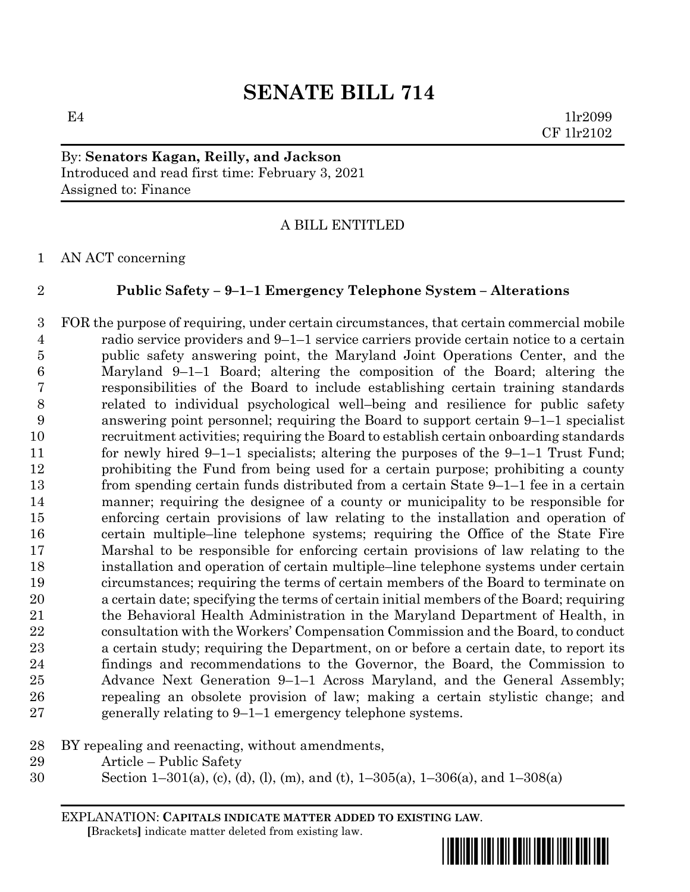# SENATE BILL 714

E4 1lr2099
CF 1lr2102

By: **Senators Kagan, Reilly, and Jackson**
Introduced and read first time: February 3, 2021
Assigned to: Finance

A BILL ENTITLED

AN ACT concerning

**Public Safety – 9–1–1 Emergency Telephone System – Alterations**

FOR the purpose of requiring, under certain circumstances, that certain commercial mobile radio service providers and 9–1–1 service carriers provide certain notice to a certain public safety answering point, the Maryland Joint Operations Center, and the Maryland 9–1–1 Board; altering the composition of the Board; altering the responsibilities of the Board to include establishing certain training standards related to individual psychological well–being and resilience for public safety answering point personnel; requiring the Board to support certain 9–1–1 specialist recruitment activities; requiring the Board to establish certain onboarding standards for newly hired 9–1–1 specialists; altering the purposes of the 9–1–1 Trust Fund; prohibiting the Fund from being used for a certain purpose; prohibiting a county from spending certain funds distributed from a certain State 9–1–1 fee in a certain manner; requiring the designee of a county or municipality to be responsible for enforcing certain provisions of law relating to the installation and operation of certain multiple–line telephone systems; requiring the Office of the State Fire Marshal to be responsible for enforcing certain provisions of law relating to the installation and operation of certain multiple–line telephone systems under certain circumstances; requiring the terms of certain members of the Board to terminate on a certain date; specifying the terms of certain initial members of the Board; requiring the Behavioral Health Administration in the Maryland Department of Health, in consultation with the Workers' Compensation Commission and the Board, to conduct a certain study; requiring the Department, on or before a certain date, to report its findings and recommendations to the Governor, the Board, the Commission to Advance Next Generation 9–1–1 Across Maryland, and the General Assembly; repealing an obsolete provision of law; making a certain stylistic change; and generally relating to 9–1–1 emergency telephone systems.

BY repealing and reenacting, without amendments,
Article – Public Safety
Section 1–301(a), (c), (d), (l), (m), and (t), 1–305(a), 1–306(a), and 1–308(a)

EXPLANATION: **CAPITALS INDICATE MATTER ADDED TO EXISTING LAW.**
**[**Brackets**]** indicate matter deleted from existing law.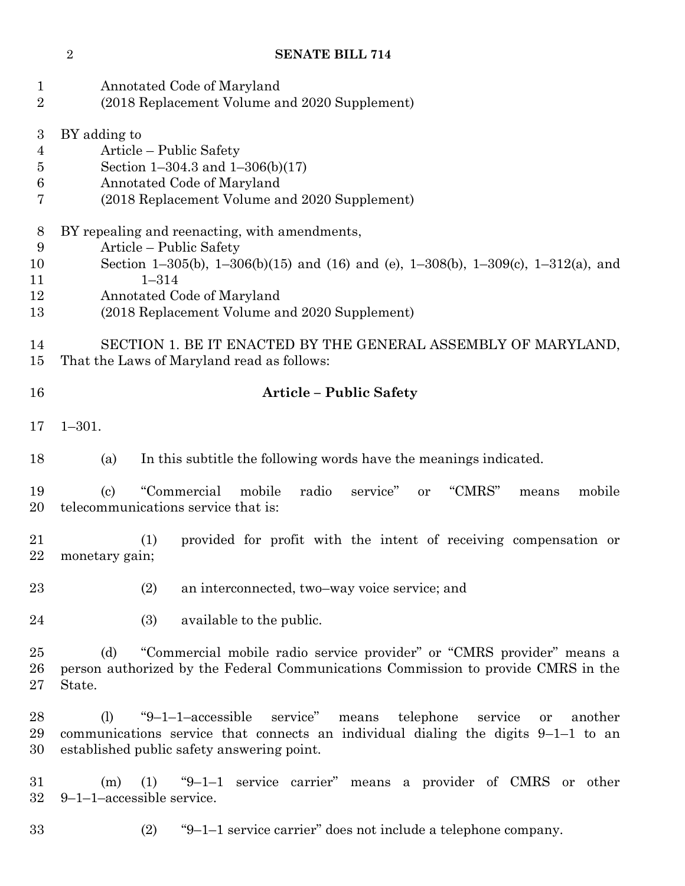Annotated Code of Maryland
(2018 Replacement Volume and 2020 Supplement)

BY adding to
Article – Public Safety
Section 1–304.3 and 1–306(b)(17)
Annotated Code of Maryland
(2018 Replacement Volume and 2020 Supplement)

BY repealing and reenacting, with amendments,
Article – Public Safety
Section 1–305(b), 1–306(b)(15) and (16) and (e), 1–308(b), 1–309(c), 1–312(a), and 1–314
Annotated Code of Maryland
(2018 Replacement Volume and 2020 Supplement)

SECTION 1. BE IT ENACTED BY THE GENERAL ASSEMBLY OF MARYLAND, That the Laws of Maryland read as follows:

**Article – Public Safety**

1–301.

(a) In this subtitle the following words have the meanings indicated.

(c) "Commercial mobile radio service" or "CMRS" means mobile telecommunications service that is:

(1) provided for profit with the intent of receiving compensation or monetary gain;

(2) an interconnected, two–way voice service; and

(3) available to the public.

(d) "Commercial mobile radio service provider" or "CMRS provider" means a person authorized by the Federal Communications Commission to provide CMRS in the State.

(l) "9–1–1–accessible service" means telephone service or another communications service that connects an individual dialing the digits 9–1–1 to an established public safety answering point.

(m) (1) "9–1–1 service carrier" means a provider of CMRS or other 9–1–1–accessible service.

(2) "9–1–1 service carrier" does not include a telephone company.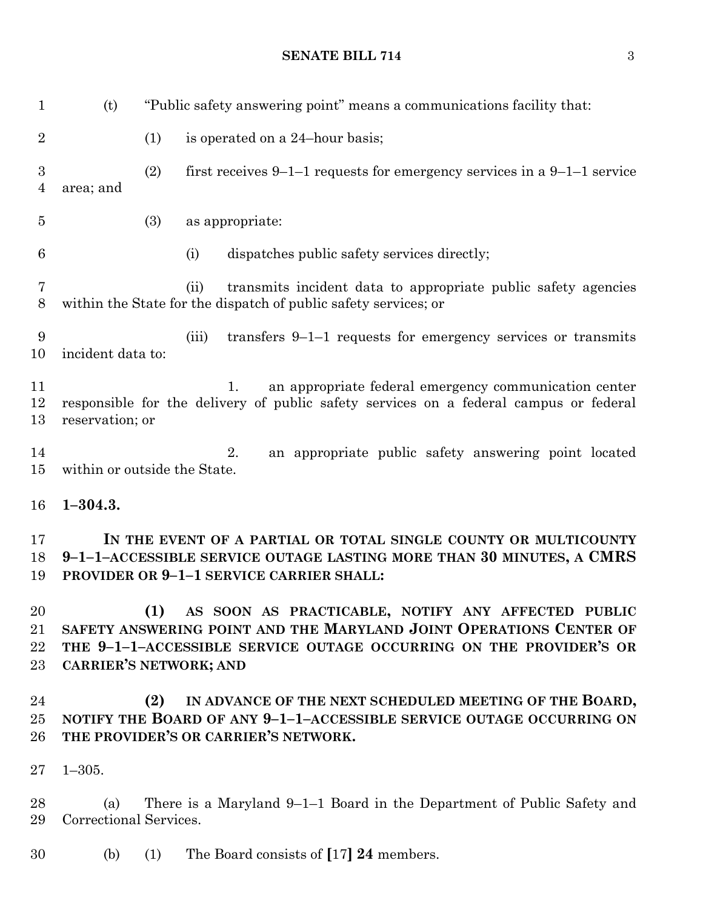(t) "Public safety answering point" means a communications facility that:

(1) is operated on a 24–hour basis;

(2) first receives 9–1–1 requests for emergency services in a 9–1–1 service area; and

(3) as appropriate:

(i) dispatches public safety services directly;

(ii) transmits incident data to appropriate public safety agencies within the State for the dispatch of public safety services; or

(iii) transfers 9–1–1 requests for emergency services or transmits incident data to:

1. an appropriate federal emergency communication center responsible for the delivery of public safety services on a federal campus or federal reservation; or

2. an appropriate public safety answering point located within or outside the State.

**1–304.3.**

**IN THE EVENT OF A PARTIAL OR TOTAL SINGLE COUNTY OR MULTICOUNTY 9–1–1–ACCESSIBLE SERVICE OUTAGE LASTING MORE THAN 30 MINUTES, A CMRS PROVIDER OR 9–1–1 SERVICE CARRIER SHALL:**

**(1) AS SOON AS PRACTICABLE, NOTIFY ANY AFFECTED PUBLIC SAFETY ANSWERING POINT AND THE MARYLAND JOINT OPERATIONS CENTER OF THE 9–1–1–ACCESSIBLE SERVICE OUTAGE OCCURRING ON THE PROVIDER'S OR CARRIER'S NETWORK; AND**

**(2) IN ADVANCE OF THE NEXT SCHEDULED MEETING OF THE BOARD, NOTIFY THE BOARD OF ANY 9–1–1–ACCESSIBLE SERVICE OUTAGE OCCURRING ON THE PROVIDER'S OR CARRIER'S NETWORK.**

1–305.

(a) There is a Maryland 9–1–1 Board in the Department of Public Safety and Correctional Services.

(b) (1) The Board consists of **[**17**]** **24** members.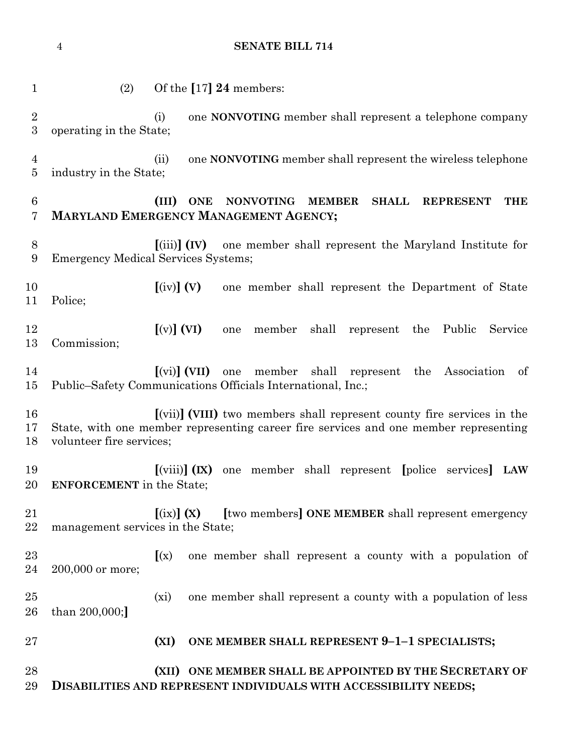(2) Of the [17] **24** members:

(i) one **NONVOTING** member shall represent a telephone company operating in the State;

(ii) one **NONVOTING** member shall represent the wireless telephone industry in the State;

**(III) ONE NONVOTING MEMBER SHALL REPRESENT THE MARYLAND EMERGENCY MANAGEMENT AGENCY;**

[(iii)] **(IV)** one member shall represent the Maryland Institute for Emergency Medical Services Systems;

[(iv)] **(V)** one member shall represent the Department of State Police;

[(v)] **(VI)** one member shall represent the Public Service Commission;

[(vi)] **(VII)** one member shall represent the Association of Public–Safety Communications Officials International, Inc.;

[(vii)] **(VIII)** two members shall represent county fire services in the State, with one member representing career fire services and one member representing volunteer fire services;

[(viii)] **(IX)** one member shall represent [police services] **LAW ENFORCEMENT** in the State;

[(ix)] **(X)** [two members] **ONE MEMBER** shall represent emergency management services in the State;

[(x) one member shall represent a county with a population of 200,000 or more;

(xi) one member shall represent a county with a population of less than 200,000;]

**(XI) ONE MEMBER SHALL REPRESENT 9–1–1 SPECIALISTS;**

**(XII) ONE MEMBER SHALL BE APPOINTED BY THE SECRETARY OF DISABILITIES AND REPRESENT INDIVIDUALS WITH ACCESSIBILITY NEEDS;**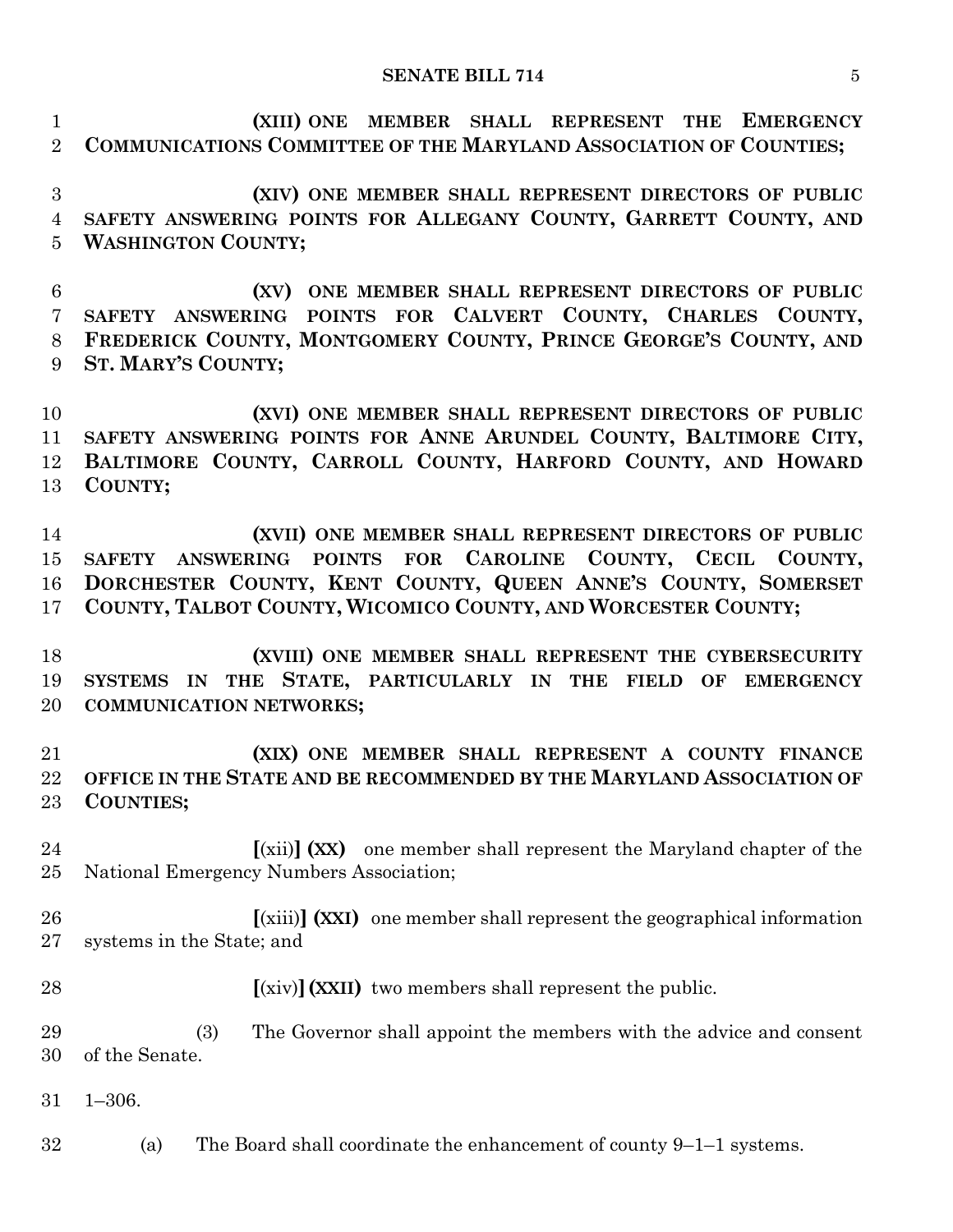(XIII) ONE MEMBER SHALL REPRESENT THE EMERGENCY COMMUNICATIONS COMMITTEE OF THE MARYLAND ASSOCIATION OF COUNTIES;

(XIV) ONE MEMBER SHALL REPRESENT DIRECTORS OF PUBLIC SAFETY ANSWERING POINTS FOR ALLEGANY COUNTY, GARRETT COUNTY, AND WASHINGTON COUNTY;

(XV) ONE MEMBER SHALL REPRESENT DIRECTORS OF PUBLIC SAFETY ANSWERING POINTS FOR CALVERT COUNTY, CHARLES COUNTY, FREDERICK COUNTY, MONTGOMERY COUNTY, PRINCE GEORGE'S COUNTY, AND ST. MARY'S COUNTY;

(XVI) ONE MEMBER SHALL REPRESENT DIRECTORS OF PUBLIC SAFETY ANSWERING POINTS FOR ANNE ARUNDEL COUNTY, BALTIMORE CITY, BALTIMORE COUNTY, CARROLL COUNTY, HARFORD COUNTY, AND HOWARD COUNTY;

(XVII) ONE MEMBER SHALL REPRESENT DIRECTORS OF PUBLIC SAFETY ANSWERING POINTS FOR CAROLINE COUNTY, CECIL COUNTY, DORCHESTER COUNTY, KENT COUNTY, QUEEN ANNE'S COUNTY, SOMERSET COUNTY, TALBOT COUNTY, WICOMICO COUNTY, AND WORCESTER COUNTY;

(XVIII) ONE MEMBER SHALL REPRESENT THE CYBERSECURITY SYSTEMS IN THE STATE, PARTICULARLY IN THE FIELD OF EMERGENCY COMMUNICATION NETWORKS;

(XIX) ONE MEMBER SHALL REPRESENT A COUNTY FINANCE OFFICE IN THE STATE AND BE RECOMMENDED BY THE MARYLAND ASSOCIATION OF COUNTIES;

[(xii)] (XX) one member shall represent the Maryland chapter of the National Emergency Numbers Association;

[(xiii)] (XXI) one member shall represent the geographical information systems in the State; and

[(xiv)] (XXII) two members shall represent the public.

(3) The Governor shall appoint the members with the advice and consent of the Senate.

1–306.

(a) The Board shall coordinate the enhancement of county 9–1–1 systems.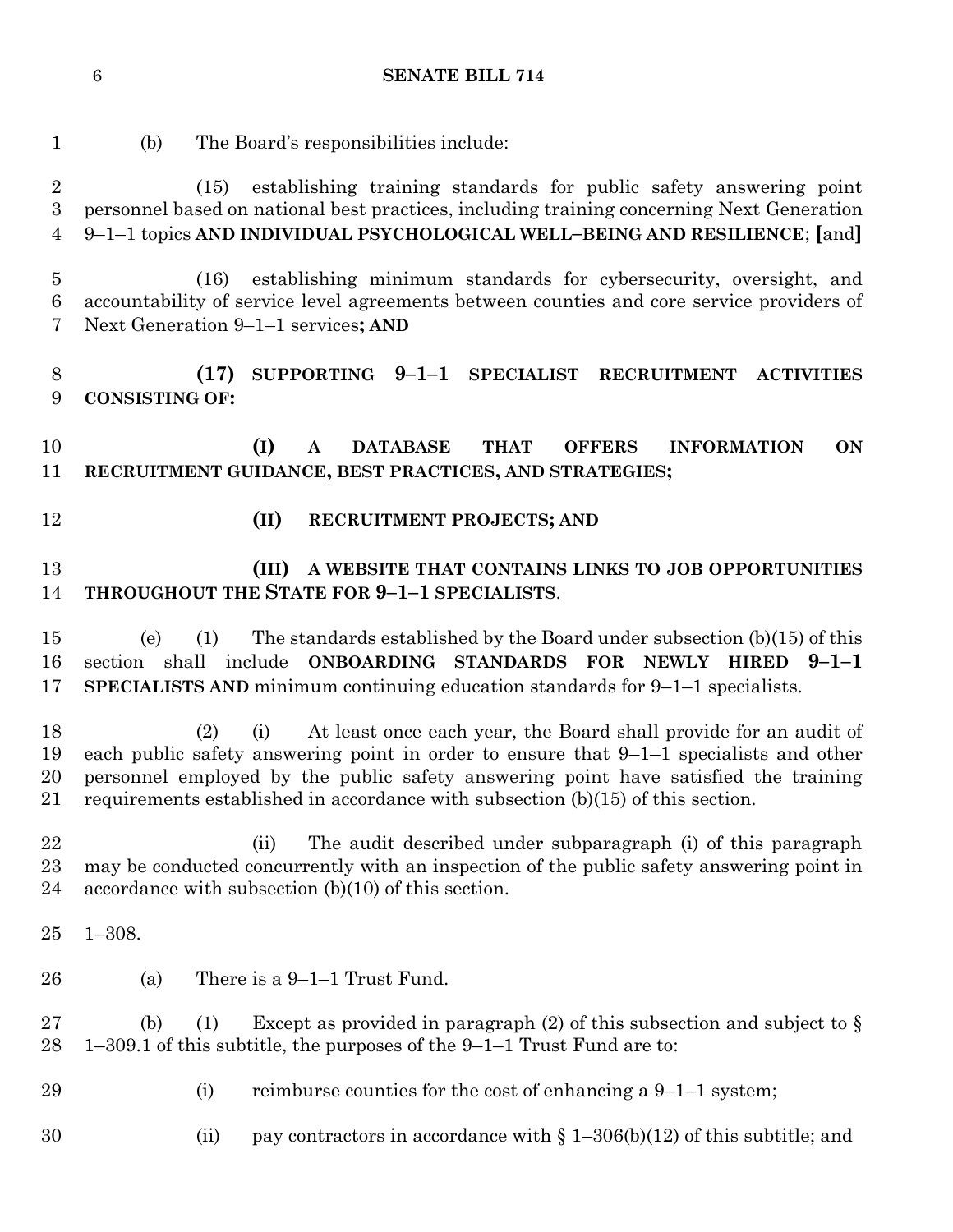(b) The Board's responsibilities include:

(15) establishing training standards for public safety answering point personnel based on national best practices, including training concerning Next Generation 9–1–1 topics **AND INDIVIDUAL PSYCHOLOGICAL WELL–BEING AND RESILIENCE**; **[**and**]**

(16) establishing minimum standards for cybersecurity, oversight, and accountability of service level agreements between counties and core service providers of Next Generation 9–1–1 services**; AND**

**(17) SUPPORTING 9–1–1 SPECIALIST RECRUITMENT ACTIVITIES CONSISTING OF:**

**(I) A DATABASE THAT OFFERS INFORMATION ON RECRUITMENT GUIDANCE, BEST PRACTICES, AND STRATEGIES;**

**(II) RECRUITMENT PROJECTS; AND**

**(III) A WEBSITE THAT CONTAINS LINKS TO JOB OPPORTUNITIES THROUGHOUT THE STATE FOR 9–1–1 SPECIALISTS**.

(e) (1) The standards established by the Board under subsection (b)(15) of this section shall include **ONBOARDING STANDARDS FOR NEWLY HIRED 9–1–1 SPECIALISTS AND** minimum continuing education standards for 9–1–1 specialists.

(2) (i) At least once each year, the Board shall provide for an audit of each public safety answering point in order to ensure that 9–1–1 specialists and other personnel employed by the public safety answering point have satisfied the training requirements established in accordance with subsection (b)(15) of this section.

(ii) The audit described under subparagraph (i) of this paragraph may be conducted concurrently with an inspection of the public safety answering point in accordance with subsection (b)(10) of this section.

1–308.

(a) There is a 9–1–1 Trust Fund.

(b) (1) Except as provided in paragraph (2) of this subsection and subject to § 1–309.1 of this subtitle, the purposes of the 9–1–1 Trust Fund are to:

(i) reimburse counties for the cost of enhancing a 9–1–1 system;

(ii) pay contractors in accordance with § 1–306(b)(12) of this subtitle; and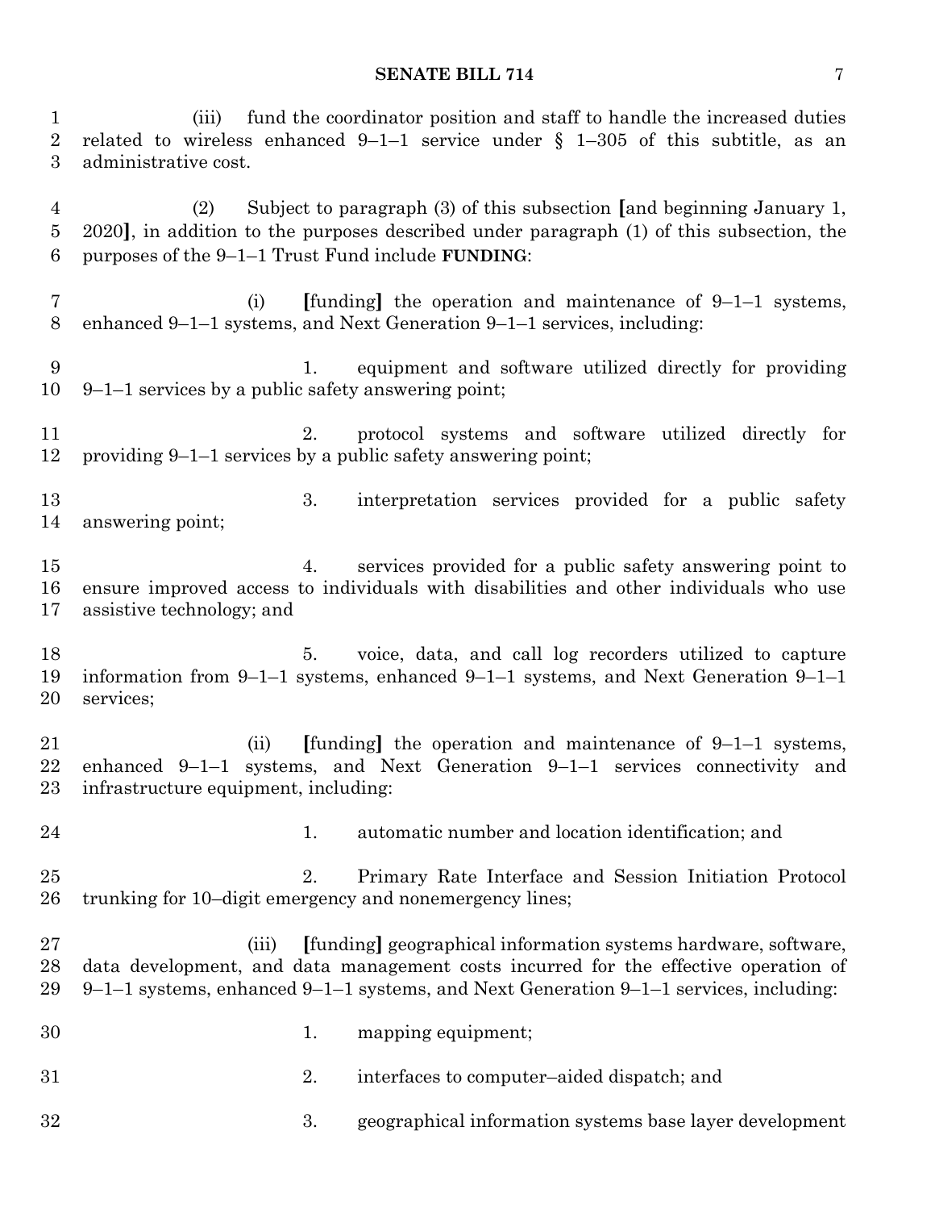(iii) fund the coordinator position and staff to handle the increased duties related to wireless enhanced 9–1–1 service under § 1–305 of this subtitle, as an administrative cost.

(2) Subject to paragraph (3) of this subsection [and beginning January 1, 2020], in addition to the purposes described under paragraph (1) of this subsection, the purposes of the 9–1–1 Trust Fund include **FUNDING**:

(i) [funding] the operation and maintenance of 9–1–1 systems, enhanced 9–1–1 systems, and Next Generation 9–1–1 services, including:

1. equipment and software utilized directly for providing 9–1–1 services by a public safety answering point;

2. protocol systems and software utilized directly for providing 9–1–1 services by a public safety answering point;

3. interpretation services provided for a public safety answering point;

4. services provided for a public safety answering point to ensure improved access to individuals with disabilities and other individuals who use assistive technology; and

5. voice, data, and call log recorders utilized to capture information from 9–1–1 systems, enhanced 9–1–1 systems, and Next Generation 9–1–1 services;

(ii) [funding] the operation and maintenance of 9–1–1 systems, enhanced 9–1–1 systems, and Next Generation 9–1–1 services connectivity and infrastructure equipment, including:

1. automatic number and location identification; and

2. Primary Rate Interface and Session Initiation Protocol trunking for 10–digit emergency and nonemergency lines;

(iii) [funding] geographical information systems hardware, software, data development, and data management costs incurred for the effective operation of 9–1–1 systems, enhanced 9–1–1 systems, and Next Generation 9–1–1 services, including:

1. mapping equipment;

2. interfaces to computer–aided dispatch; and

3. geographical information systems base layer development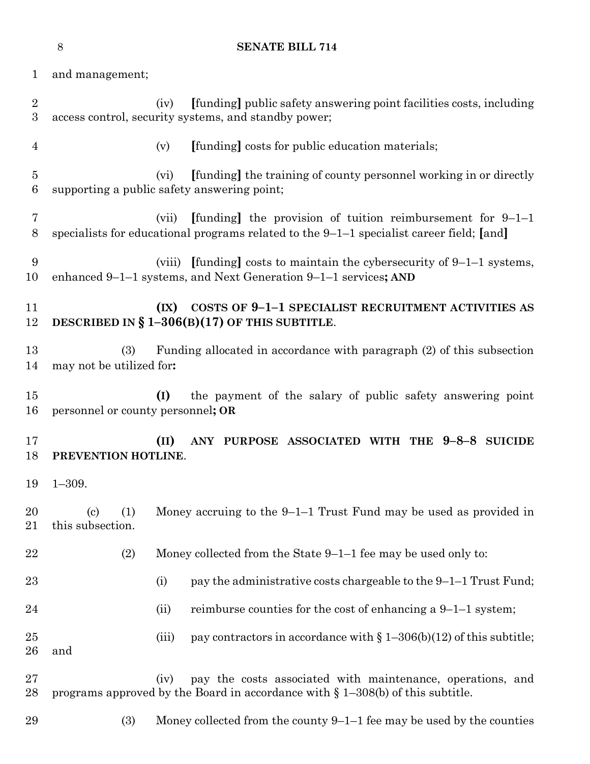and management;

(iv) [funding] public safety answering point facilities costs, including access control, security systems, and standby power;

(v) [funding] costs for public education materials;

(vi) [funding] the training of county personnel working in or directly supporting a public safety answering point;

(vii) [funding] the provision of tuition reimbursement for 9–1–1 specialists for educational programs related to the 9–1–1 specialist career field; [and]

(viii) [funding] costs to maintain the cybersecurity of 9–1–1 systems, enhanced 9–1–1 systems, and Next Generation 9–1–1 services**; AND**

**(IX) COSTS OF 9–1–1 SPECIALIST RECRUITMENT ACTIVITIES AS DESCRIBED IN § 1–306(B)(17) OF THIS SUBTITLE**.

(3) Funding allocated in accordance with paragraph (2) of this subsection may not be utilized for**:**

**(I)** the payment of the salary of public safety answering point personnel or county personnel**; OR**

**(II) ANY PURPOSE ASSOCIATED WITH THE 9–8–8 SUICIDE PREVENTION HOTLINE**.

1–309.

(c) (1) Money accruing to the 9–1–1 Trust Fund may be used as provided in this subsection.

(2) Money collected from the State 9–1–1 fee may be used only to:

(i) pay the administrative costs chargeable to the 9–1–1 Trust Fund;

(ii) reimburse counties for the cost of enhancing a 9–1–1 system;

(iii) pay contractors in accordance with § 1–306(b)(12) of this subtitle; and

(iv) pay the costs associated with maintenance, operations, and programs approved by the Board in accordance with § 1–308(b) of this subtitle.

(3) Money collected from the county 9–1–1 fee may be used by the counties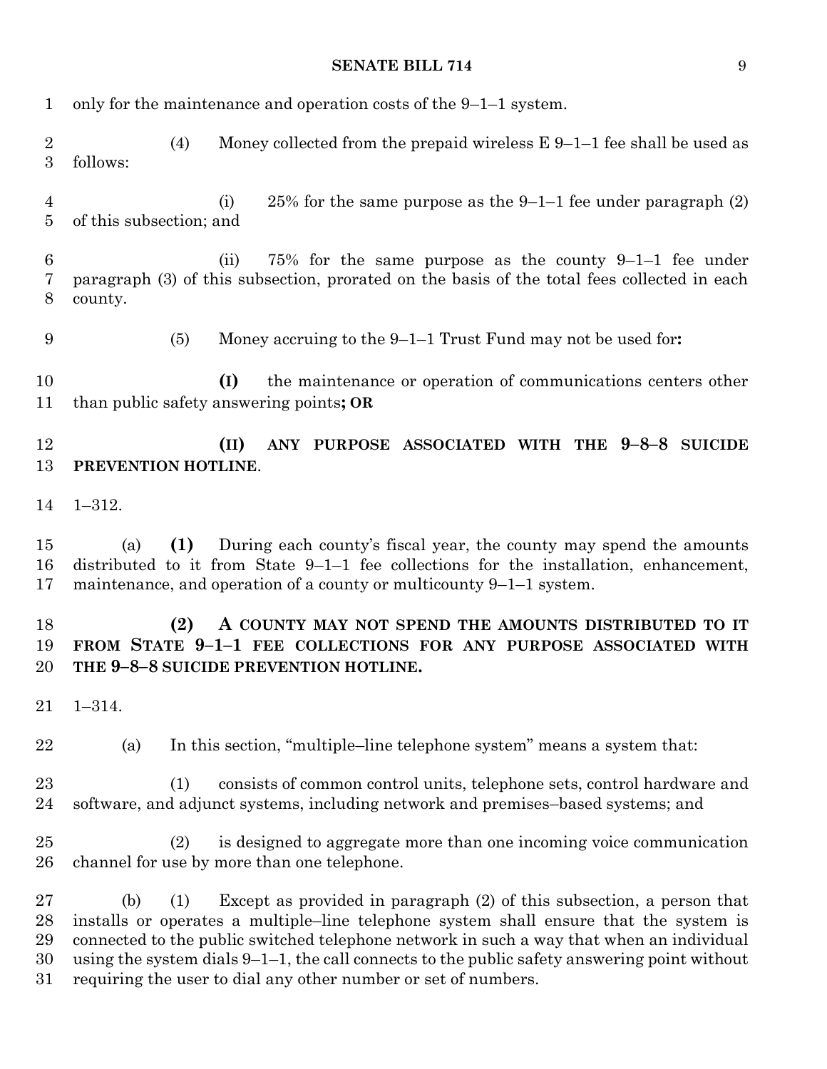only for the maintenance and operation costs of the 9–1–1 system.

(4) Money collected from the prepaid wireless E 9–1–1 fee shall be used as follows:

(i) 25% for the same purpose as the 9–1–1 fee under paragraph (2) of this subsection; and

(ii) 75% for the same purpose as the county 9–1–1 fee under paragraph (3) of this subsection, prorated on the basis of the total fees collected in each county.

(5) Money accruing to the 9–1–1 Trust Fund may not be used for**:**

**(I)** the maintenance or operation of communications centers other than public safety answering points**; OR**

**(II) ANY PURPOSE ASSOCIATED WITH THE 9–8–8 SUICIDE PREVENTION HOTLINE**.

1–312.

(a) **(1)** During each county's fiscal year, the county may spend the amounts distributed to it from State 9–1–1 fee collections for the installation, enhancement, maintenance, and operation of a county or multicounty 9–1–1 system.

**(2) A COUNTY MAY NOT SPEND THE AMOUNTS DISTRIBUTED TO IT FROM STATE 9–1–1 FEE COLLECTIONS FOR ANY PURPOSE ASSOCIATED WITH THE 9–8–8 SUICIDE PREVENTION HOTLINE.**

1–314.

(a) In this section, "multiple–line telephone system" means a system that:

(1) consists of common control units, telephone sets, control hardware and software, and adjunct systems, including network and premises–based systems; and

(2) is designed to aggregate more than one incoming voice communication channel for use by more than one telephone.

(b) (1) Except as provided in paragraph (2) of this subsection, a person that installs or operates a multiple–line telephone system shall ensure that the system is connected to the public switched telephone network in such a way that when an individual using the system dials 9–1–1, the call connects to the public safety answering point without requiring the user to dial any other number or set of numbers.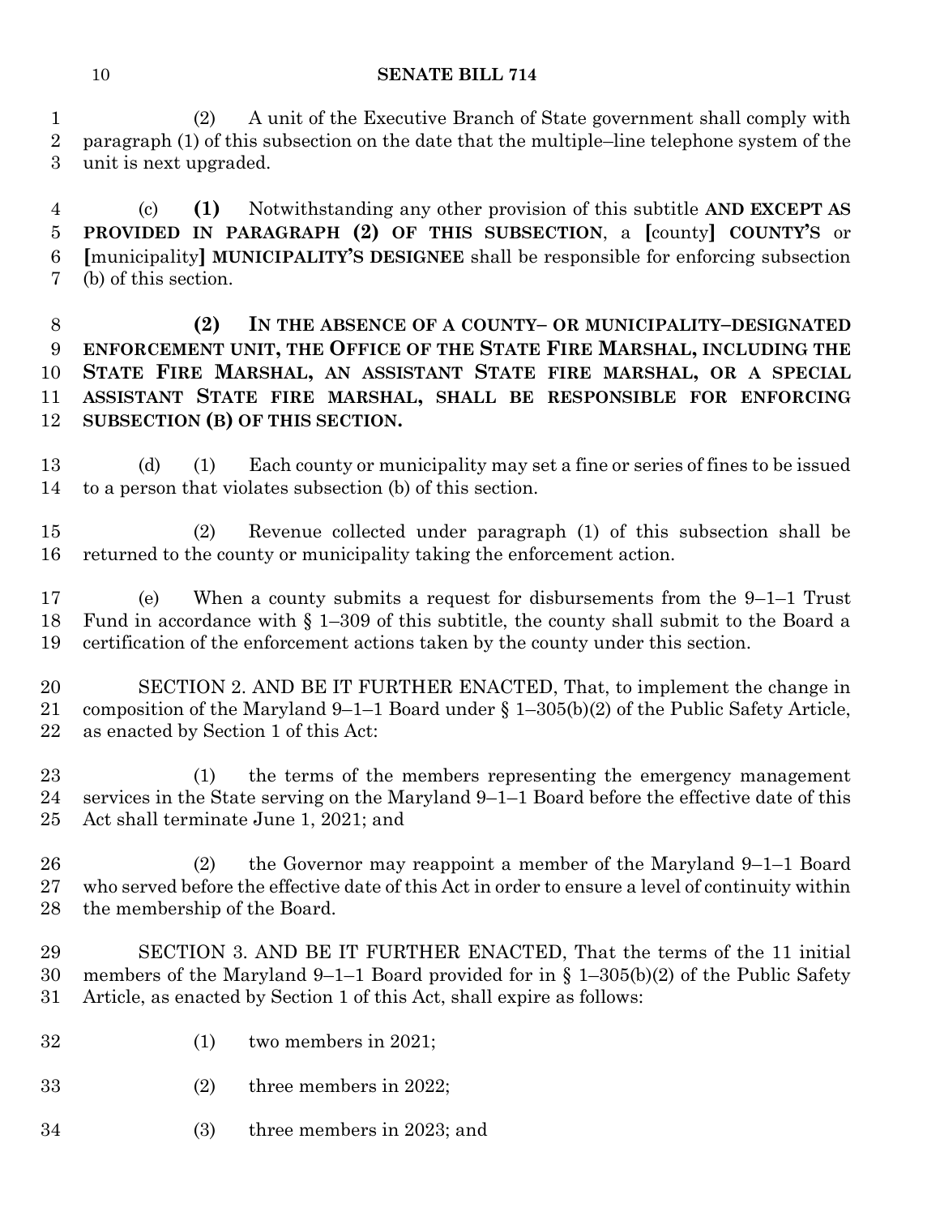(2) A unit of the Executive Branch of State government shall comply with paragraph (1) of this subsection on the date that the multiple–line telephone system of the unit is next upgraded.

(c) **(1)** Notwithstanding any other provision of this subtitle **AND EXCEPT AS PROVIDED IN PARAGRAPH (2) OF THIS SUBSECTION**, a **[**county**]** **COUNTY'S** or **[**municipality**]** **MUNICIPALITY'S DESIGNEE** shall be responsible for enforcing subsection (b) of this section.

**(2) IN THE ABSENCE OF A COUNTY– OR MUNICIPALITY–DESIGNATED ENFORCEMENT UNIT, THE OFFICE OF THE STATE FIRE MARSHAL, INCLUDING THE STATE FIRE MARSHAL, AN ASSISTANT STATE FIRE MARSHAL, OR A SPECIAL ASSISTANT STATE FIRE MARSHAL, SHALL BE RESPONSIBLE FOR ENFORCING SUBSECTION (B) OF THIS SECTION.**

(d) (1) Each county or municipality may set a fine or series of fines to be issued to a person that violates subsection (b) of this section.

(2) Revenue collected under paragraph (1) of this subsection shall be returned to the county or municipality taking the enforcement action.

(e) When a county submits a request for disbursements from the 9–1–1 Trust Fund in accordance with § 1–309 of this subtitle, the county shall submit to the Board a certification of the enforcement actions taken by the county under this section.

SECTION 2. AND BE IT FURTHER ENACTED, That, to implement the change in composition of the Maryland 9–1–1 Board under § 1–305(b)(2) of the Public Safety Article, as enacted by Section 1 of this Act:

(1) the terms of the members representing the emergency management services in the State serving on the Maryland 9–1–1 Board before the effective date of this Act shall terminate June 1, 2021; and

(2) the Governor may reappoint a member of the Maryland 9–1–1 Board who served before the effective date of this Act in order to ensure a level of continuity within the membership of the Board.

SECTION 3. AND BE IT FURTHER ENACTED, That the terms of the 11 initial members of the Maryland 9–1–1 Board provided for in § 1–305(b)(2) of the Public Safety Article, as enacted by Section 1 of this Act, shall expire as follows:

(1) two members in 2021;

(2) three members in 2022;

(3) three members in 2023; and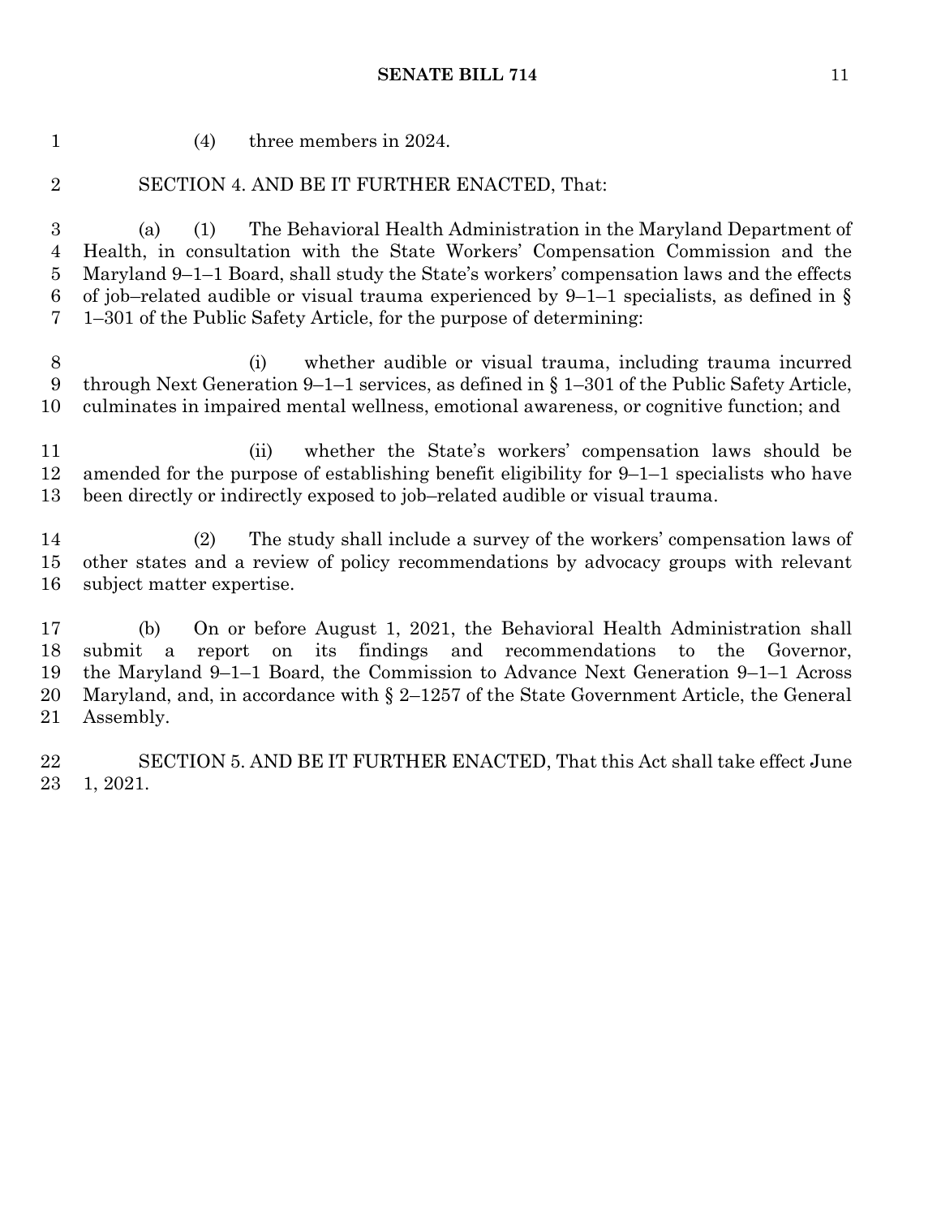(4) three members in 2024.

SECTION 4. AND BE IT FURTHER ENACTED, That:

(a) (1) The Behavioral Health Administration in the Maryland Department of Health, in consultation with the State Workers' Compensation Commission and the Maryland 9–1–1 Board, shall study the State's workers' compensation laws and the effects of job–related audible or visual trauma experienced by 9–1–1 specialists, as defined in § 1–301 of the Public Safety Article, for the purpose of determining:

(i) whether audible or visual trauma, including trauma incurred through Next Generation 9–1–1 services, as defined in § 1–301 of the Public Safety Article, culminates in impaired mental wellness, emotional awareness, or cognitive function; and

(ii) whether the State's workers' compensation laws should be amended for the purpose of establishing benefit eligibility for 9–1–1 specialists who have been directly or indirectly exposed to job–related audible or visual trauma.

(2) The study shall include a survey of the workers' compensation laws of other states and a review of policy recommendations by advocacy groups with relevant subject matter expertise.

(b) On or before August 1, 2021, the Behavioral Health Administration shall submit a report on its findings and recommendations to the Governor, the Maryland 9–1–1 Board, the Commission to Advance Next Generation 9–1–1 Across Maryland, and, in accordance with § 2–1257 of the State Government Article, the General Assembly.

SECTION 5. AND BE IT FURTHER ENACTED, That this Act shall take effect June 1, 2021.